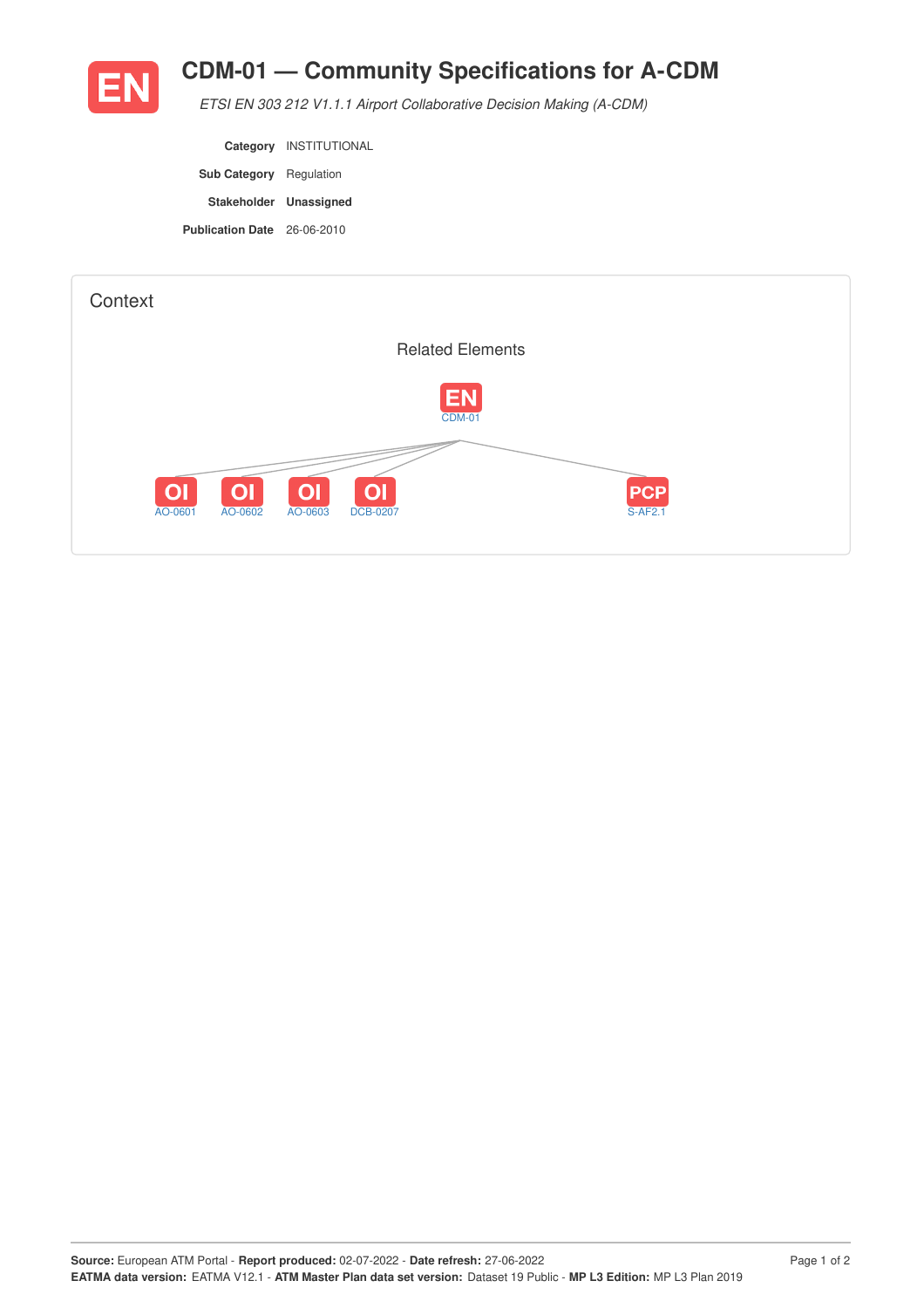# CDM-01 — Community Specifications for A-CDM

*ETSI EN 303 212 V1.1.1 Airport Collaborative Decision Making (A-CDM)*

**Category** INSTITUTIONAL

**Sub Category** Regulation

**Stakeholder** **Unassigned**

**Publication Date** 26-06-2010

## Context

### Related Elements

EN CDM-01

- OI AO-0601
- OI AO-0602
- OI AO-0603
- OI DCB-0207
- PCP S-AF2.1

**Source:** European ATM Portal - **Report produced:** 02-07-2022 - **Date refresh:** 27-06-2022
**EATMA data version:** EATMA V12.1 - **ATM Master Plan data set version:** Dataset 19 Public - **MP L3 Edition:** MP L3 Plan 2019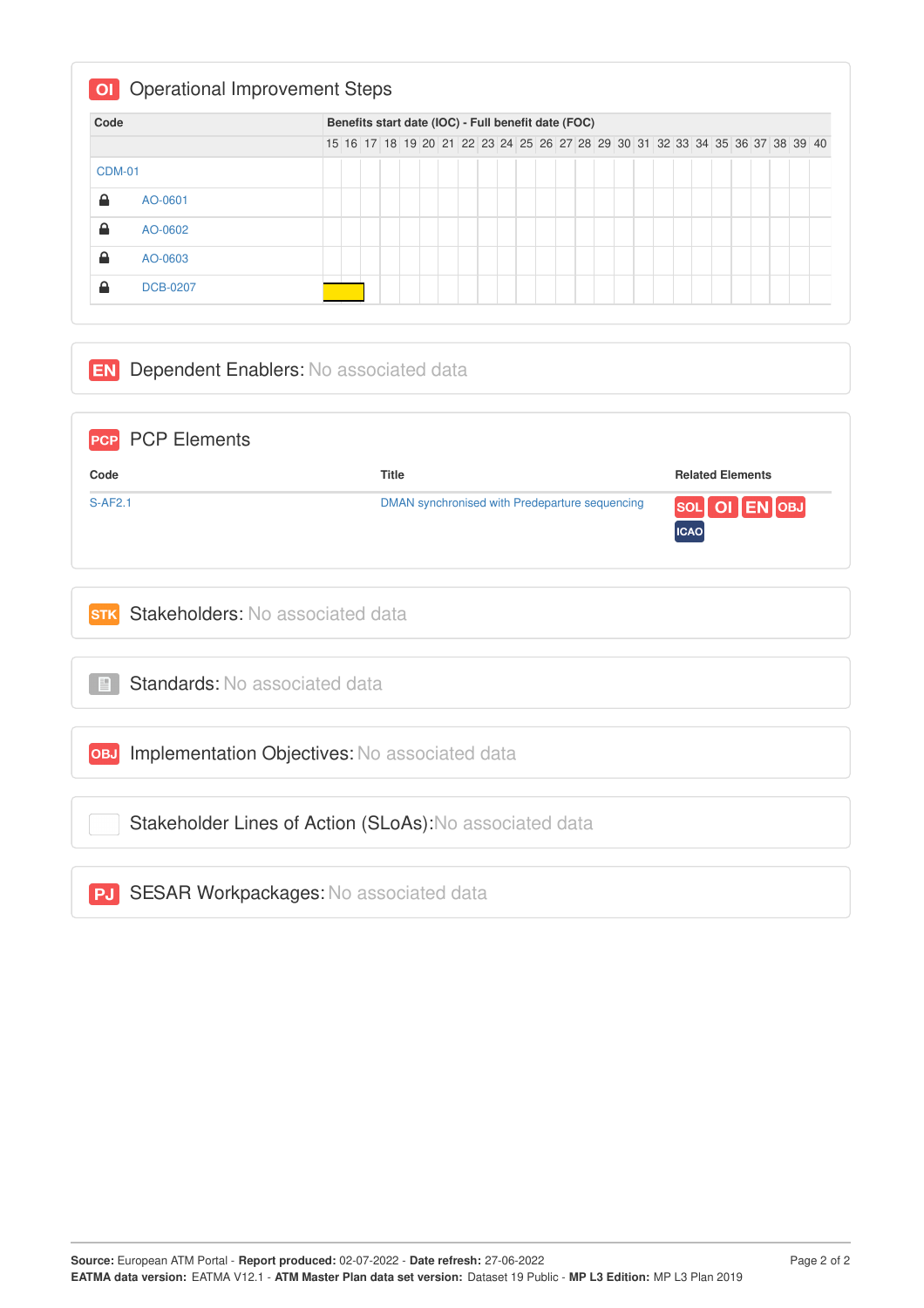## OI Operational Improvement Steps

| Code | | Benefits start date (IOC) - Full benefit date (FOC) | | | | | | | | | | | | | | | | | | | | | | | | |
|---|---|---|---|---|---|---|---|---|---|---|---|---|---|---|---|---|---|---|---|---|---|---|---|---|---|---|
| | | 15 | 16 | 17 | 18 | 19 | 20 | 21 | 22 | 23 | 24 | 25 | 26 | 27 | 28 | 29 | 30 | 31 | 32 | 33 | 34 | 35 | 36 | 37 | 38 | 39 | 40 |
| CDM-01 | | | | | | | | | | | | | | | | | | | | | | | | | | |
| 🔒 | AO-0601 | | | | | | | | | | | | | | | | | | | | | | | | | |
| 🔒 | AO-0602 | | | | | | | | | | | | | | | | | | | | | | | | | |
| 🔒 | AO-0603 | | | | | | | | | | | | | | | | | | | | | | | | | |
| 🔒 | DCB-0207 | ■ | ■ | | | | | | | | | | | | | | | | | | | | | | | |

## EN Dependent Enablers: No associated data

## PCP PCP Elements

| Code | Title | Related Elements |
|---|---|---|
| S-AF2.1 | DMAN synchronised with Predeparture sequencing | SOL OI EN OBJ ICAO |

## STK Stakeholders: No associated data

## Standards: No associated data

## OBJ Implementation Objectives: No associated data

## Stakeholder Lines of Action (SLoAs): No associated data

## PJ SESAR Workpackages: No associated data

**Source:** European ATM Portal - **Report produced:** 02-07-2022 - **Date refresh:** 27-06-2022
**EATMA data version:** EATMA V12.1 - **ATM Master Plan data set version:** Dataset 19 Public - **MP L3 Edition:** MP L3 Plan 2019